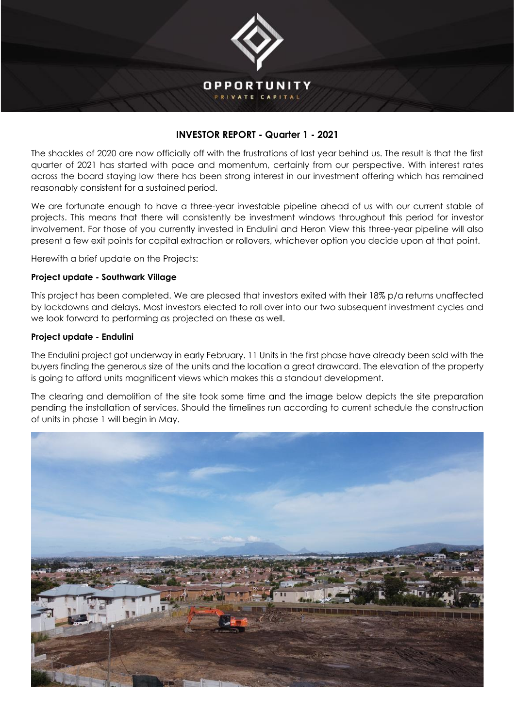**OPPORTUNITY**
PRIVATE CAPITAL

## INVESTOR REPORT - Quarter 1 - 2021

The shackles of 2020 are now officially off with the frustrations of last year behind us. The result is that the first quarter of 2021 has started with pace and momentum, certainly from our perspective. With interest rates across the board staying low there has been strong interest in our investment offering which has remained reasonably consistent for a sustained period.

We are fortunate enough to have a three-year investable pipeline ahead of us with our current stable of projects. This means that there will consistently be investment windows throughout this period for investor involvement. For those of you currently invested in Endulini and Heron View this three-year pipeline will also present a few exit points for capital extraction or rollovers, whichever option you decide upon at that point.

Herewith a brief update on the Projects:

**Project update - Southwark Village**

This project has been completed. We are pleased that investors exited with their 18% p/a returns unaffected by lockdowns and delays. Most investors elected to roll over into our two subsequent investment cycles and we look forward to performing as projected on these as well.

**Project update - Endulini**

The Endulini project got underway in early February. 11 Units in the first phase have already been sold with the buyers finding the generous size of the units and the location a great drawcard. The elevation of the property is going to afford units magnificent views which makes this a standout development.

The clearing and demolition of the site took some time and the image below depicts the site preparation pending the installation of services. Should the timelines run according to current schedule the construction of units in phase 1 will begin in May.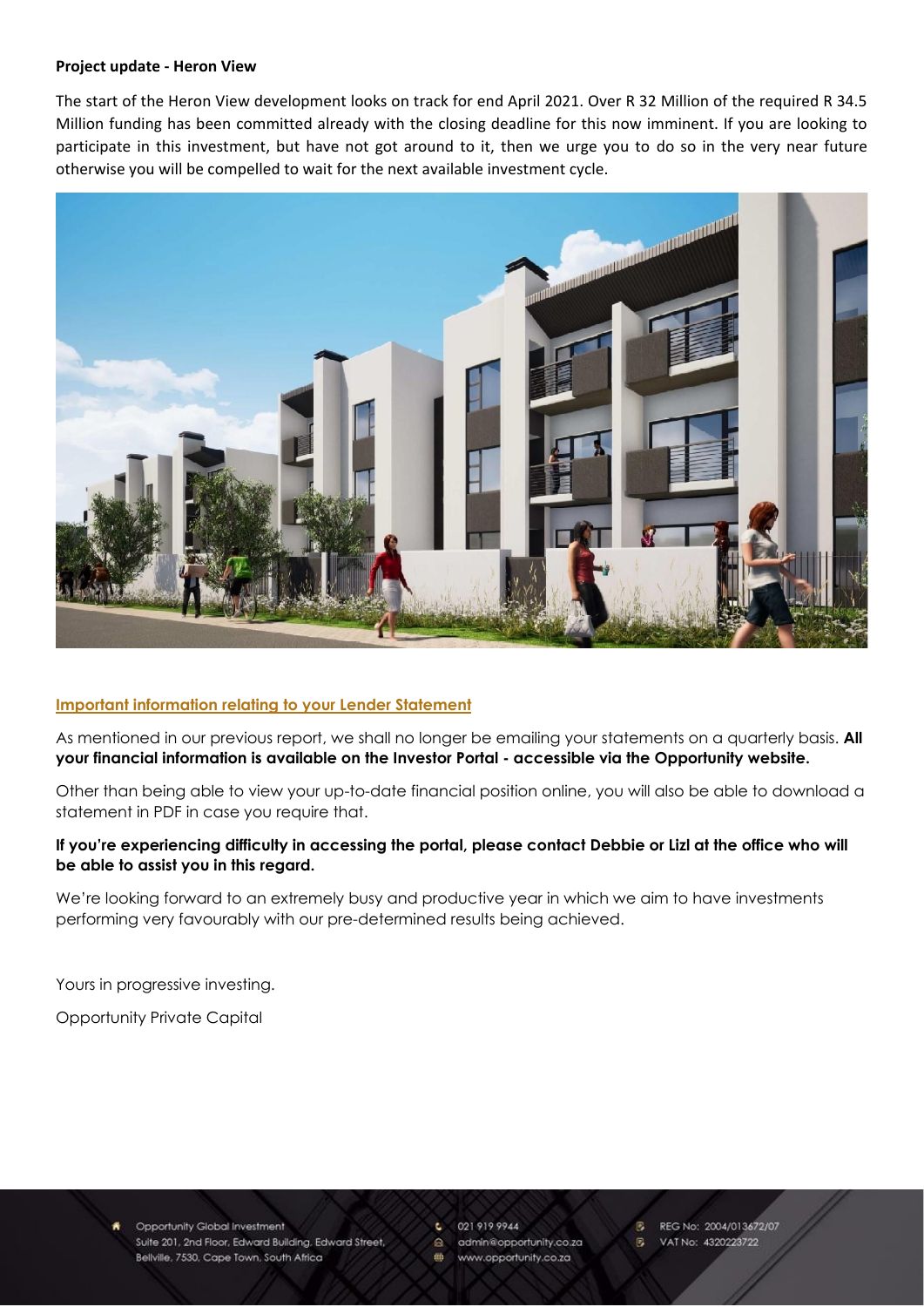**Project update - Heron View**

The start of the Heron View development looks on track for end April 2021. Over R 32 Million of the required R 34.5 Million funding has been committed already with the closing deadline for this now imminent. If you are looking to participate in this investment, but have not got around to it, then we urge you to do so in the very near future otherwise you will be compelled to wait for the next available investment cycle.

**Important information relating to your Lender Statement**

As mentioned in our previous report, we shall no longer be emailing your statements on a quarterly basis. **All your financial information is available on the Investor Portal - accessible via the Opportunity website.**

Other than being able to view your up-to-date financial position online, you will also be able to download a statement in PDF in case you require that.

**If you're experiencing difficulty in accessing the portal, please contact Debbie or Lizl at the office who will be able to assist you in this regard.**

We're looking forward to an extremely busy and productive year in which we aim to have investments performing very favourably with our pre-determined results being achieved.

Yours in progressive investing.

Opportunity Private Capital

Opportunity Global Investment
Suite 201, 2nd Floor, Edward Building, Edward Street, Bellville, 7530, Cape Town, South Africa

021 919 9944
admin@opportunity.co.za
www.opportunity.co.za

REG No: 2004/013672/07
VAT No: 4320223722